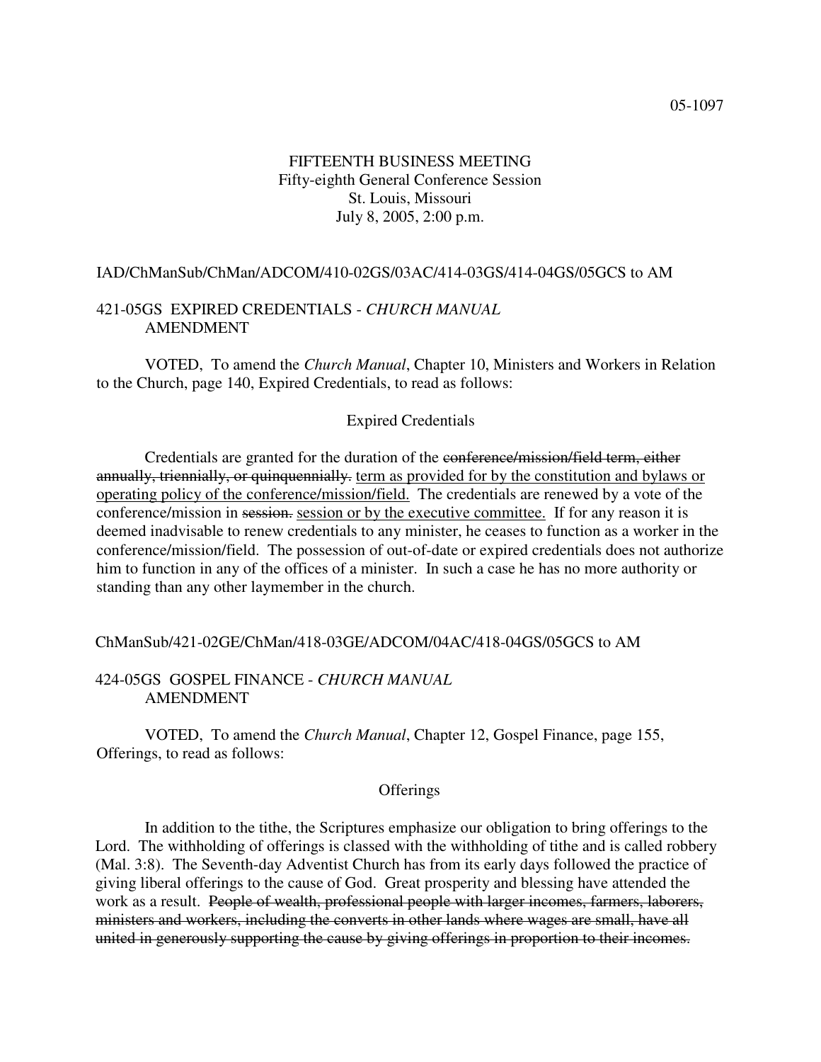05-1097

FIFTEENTH BUSINESS MEETING
Fifty-eighth General Conference Session
St. Louis, Missouri
July 8, 2005, 2:00 p.m.

IAD/ChManSub/ChMan/ADCOM/410-02GS/03AC/414-03GS/414-04GS/05GCS to AM

421-05GS EXPIRED CREDENTIALS - *CHURCH MANUAL* AMENDMENT

VOTED, To amend the *Church Manual*, Chapter 10, Ministers and Workers in Relation to the Church, page 140, Expired Credentials, to read as follows:

Expired Credentials

Credentials are granted for the duration of the ~~conference/mission/field term, either annually, triennially, or quinquennially.~~ <u>term as provided for by the constitution and bylaws or operating policy of the conference/mission/field.</u> The credentials are renewed by a vote of the conference/mission in ~~session.~~ <u>session or by the executive committee.</u> If for any reason it is deemed inadvisable to renew credentials to any minister, he ceases to function as a worker in the conference/mission/field. The possession of out-of-date or expired credentials does not authorize him to function in any of the offices of a minister. In such a case he has no more authority or standing than any other laymember in the church.

ChManSub/421-02GE/ChMan/418-03GE/ADCOM/04AC/418-04GS/05GCS to AM

424-05GS GOSPEL FINANCE - *CHURCH MANUAL* AMENDMENT

VOTED, To amend the *Church Manual*, Chapter 12, Gospel Finance, page 155, Offerings, to read as follows:

Offerings

In addition to the tithe, the Scriptures emphasize our obligation to bring offerings to the Lord. The withholding of offerings is classed with the withholding of tithe and is called robbery (Mal. 3:8). The Seventh-day Adventist Church has from its early days followed the practice of giving liberal offerings to the cause of God. Great prosperity and blessing have attended the work as a result. ~~People of wealth, professional people with larger incomes, farmers, laborers, ministers and workers, including the converts in other lands where wages are small, have all united in generously supporting the cause by giving offerings in proportion to their incomes.~~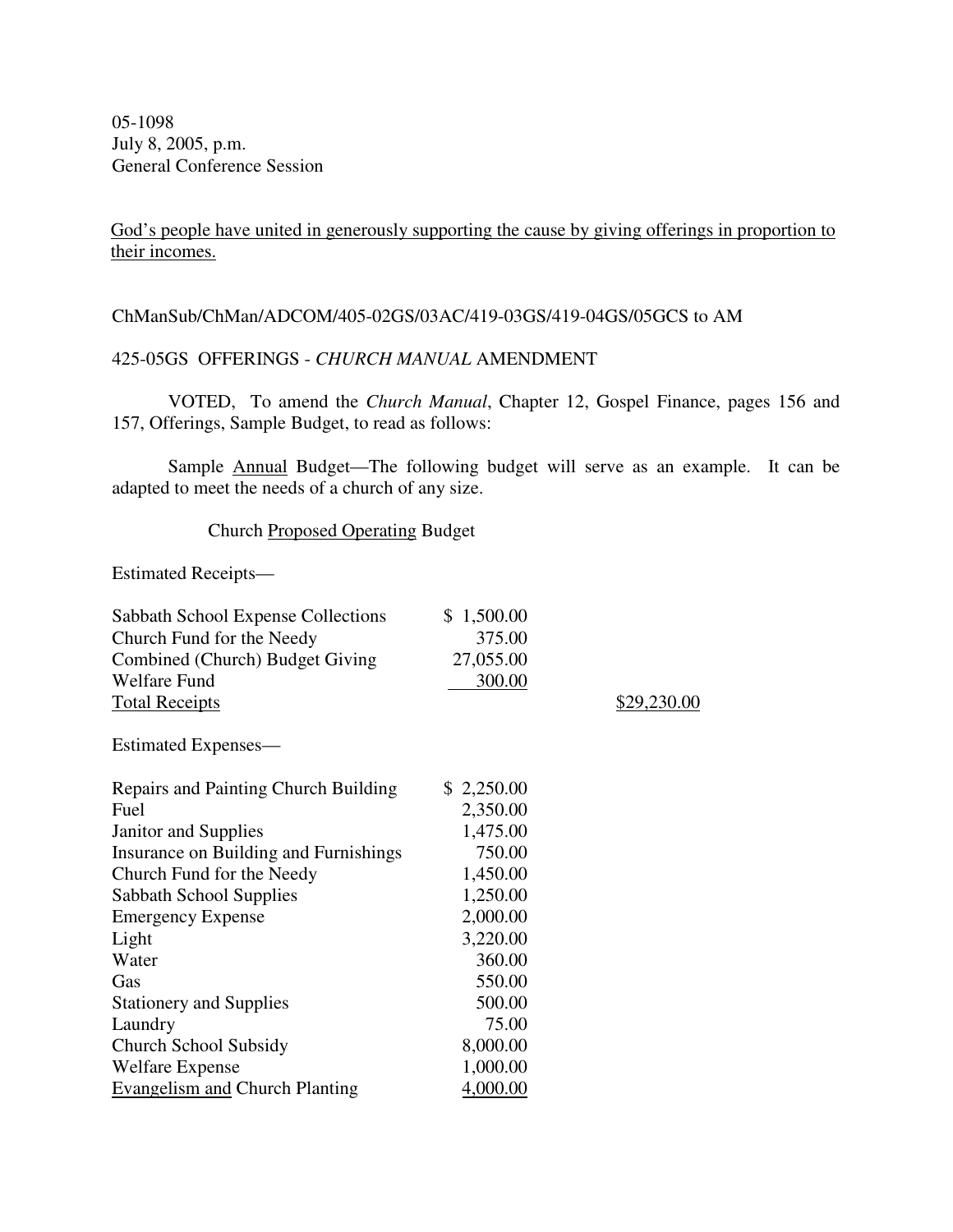05-1098
July 8, 2005, p.m.
General Conference Session

<u>God's people have united in generously supporting the cause by giving offerings in proportion to their incomes.</u>

ChManSub/ChMan/ADCOM/405-02GS/03AC/419-03GS/419-04GS/05GCS to AM

425-05GS OFFERINGS - *CHURCH MANUAL* AMENDMENT

VOTED, To amend the *Church Manual*, Chapter 12, Gospel Finance, pages 156 and 157, Offerings, Sample Budget, to read as follows:

Sample <u>Annual</u> Budget—The following budget will serve as an example. It can be adapted to meet the needs of a church of any size.

Church <u>Proposed Operating</u> Budget

Estimated Receipts—

| | | |
|---|---|---|
| Sabbath School Expense Collections | $ 1,500.00 | |
| Church Fund for the Needy | 375.00 | |
| Combined (Church) Budget Giving | 27,055.00 | |
| Welfare Fund | 300.00 | |
| <u>Total Receipts</u> | | <u>$29,230.00</u> |

Estimated Expenses—

| | |
|---|---|
| Repairs and Painting Church Building | $ 2,250.00 |
| Fuel | 2,350.00 |
| Janitor and Supplies | 1,475.00 |
| Insurance on Building and Furnishings | 750.00 |
| Church Fund for the Needy | 1,450.00 |
| Sabbath School Supplies | 1,250.00 |
| Emergency Expense | 2,000.00 |
| Light | 3,220.00 |
| Water | 360.00 |
| Gas | 550.00 |
| Stationery and Supplies | 500.00 |
| Laundry | 75.00 |
| Church School Subsidy | 8,000.00 |
| Welfare Expense | 1,000.00 |
| <u>Evangelism and</u> Church Planting | 4,000.00 |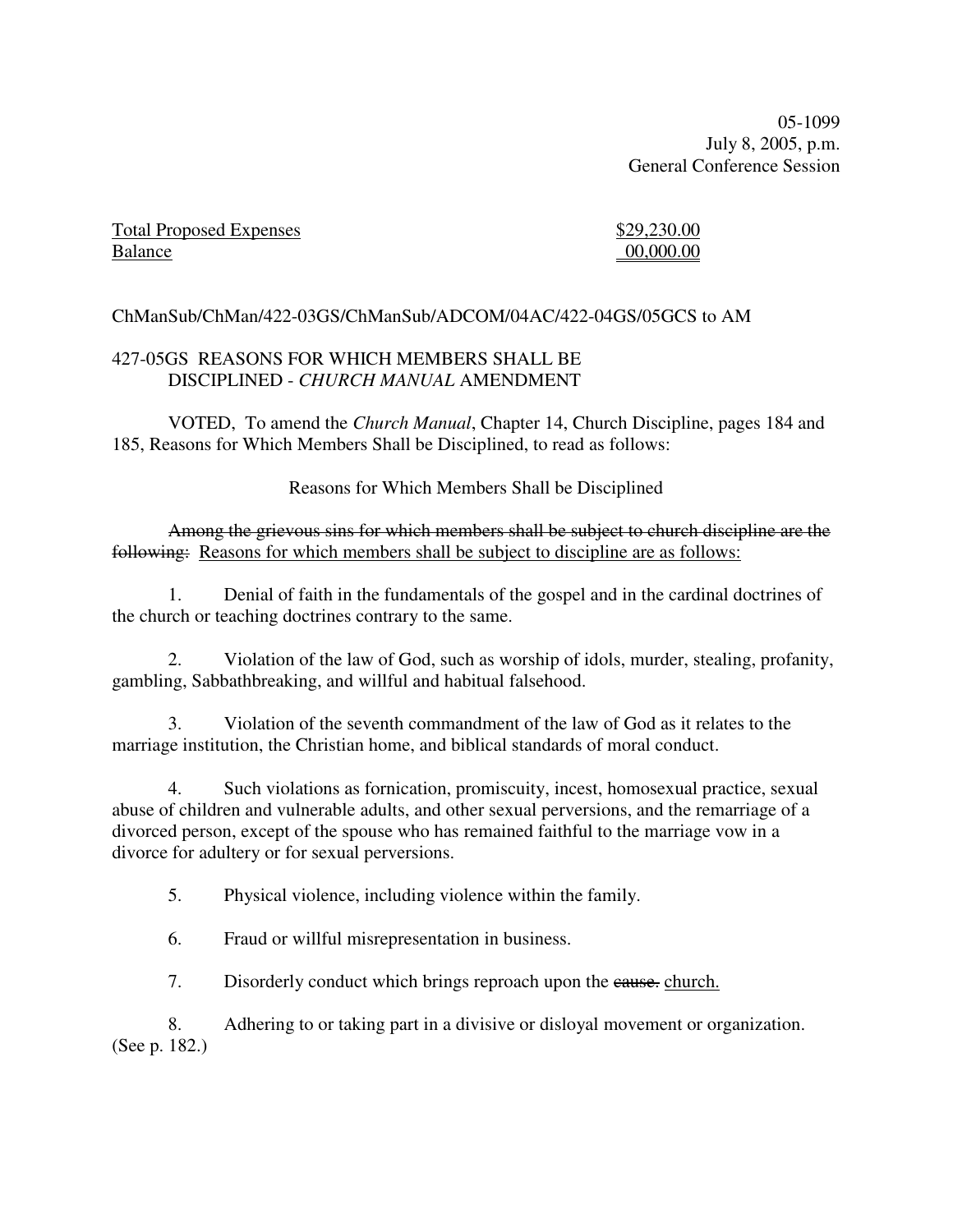05-1099
July 8, 2005, p.m.
General Conference Session

| Total Proposed Expenses | $29,230.00 |
| --- | --- |
| Balance | 00,000.00 |

ChManSub/ChMan/422-03GS/ChManSub/ADCOM/04AC/422-04GS/05GCS to AM

## 427-05GS REASONS FOR WHICH MEMBERS SHALL BE DISCIPLINED - *CHURCH MANUAL* AMENDMENT

VOTED, To amend the *Church Manual*, Chapter 14, Church Discipline, pages 184 and 185, Reasons for Which Members Shall be Disciplined, to read as follows:

Reasons for Which Members Shall be Disciplined

~~Among the grievous sins for which members shall be subject to church discipline are the following:~~ <u>Reasons for which members shall be subject to discipline are as follows:</u>

1. Denial of faith in the fundamentals of the gospel and in the cardinal doctrines of the church or teaching doctrines contrary to the same.

2. Violation of the law of God, such as worship of idols, murder, stealing, profanity, gambling, Sabbathbreaking, and willful and habitual falsehood.

3. Violation of the seventh commandment of the law of God as it relates to the marriage institution, the Christian home, and biblical standards of moral conduct.

4. Such violations as fornication, promiscuity, incest, homosexual practice, sexual abuse of children and vulnerable adults, and other sexual perversions, and the remarriage of a divorced person, except of the spouse who has remained faithful to the marriage vow in a divorce for adultery or for sexual perversions.

5. Physical violence, including violence within the family.

6. Fraud or willful misrepresentation in business.

7. Disorderly conduct which brings reproach upon the ~~cause.~~ <u>church.</u>

8. Adhering to or taking part in a divisive or disloyal movement or organization. (See p. 182.)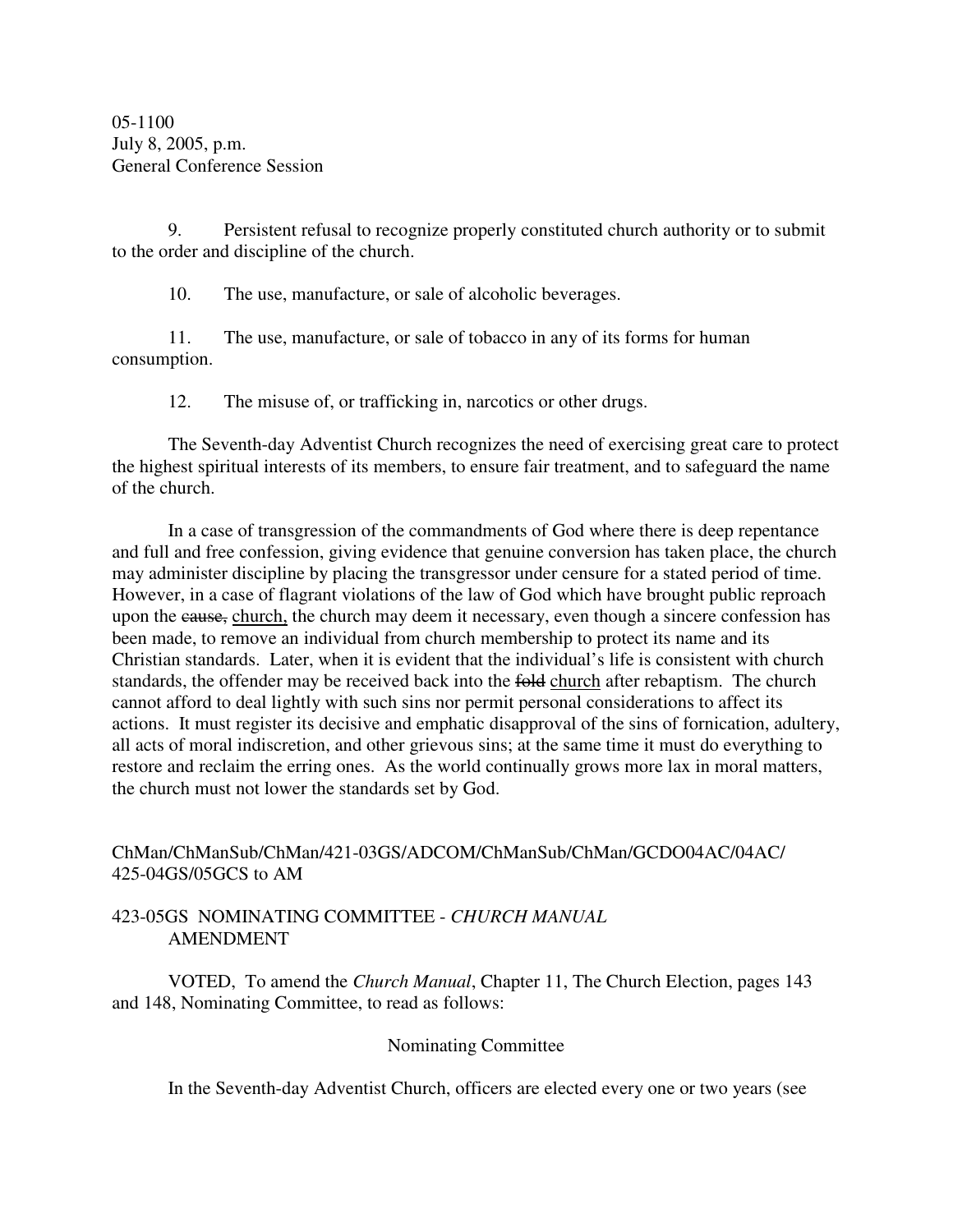05-1100
July 8, 2005, p.m.
General Conference Session

9. Persistent refusal to recognize properly constituted church authority or to submit to the order and discipline of the church.

10. The use, manufacture, or sale of alcoholic beverages.

11. The use, manufacture, or sale of tobacco in any of its forms for human consumption.

12. The misuse of, or trafficking in, narcotics or other drugs.

The Seventh-day Adventist Church recognizes the need of exercising great care to protect the highest spiritual interests of its members, to ensure fair treatment, and to safeguard the name of the church.

In a case of transgression of the commandments of God where there is deep repentance and full and free confession, giving evidence that genuine conversion has taken place, the church may administer discipline by placing the transgressor under censure for a stated period of time. However, in a case of flagrant violations of the law of God which have brought public reproach upon the ~~cause,~~ <u>church,</u> the church may deem it necessary, even though a sincere confession has been made, to remove an individual from church membership to protect its name and its Christian standards. Later, when it is evident that the individual's life is consistent with church standards, the offender may be received back into the ~~fold~~ <u>church</u> after rebaptism. The church cannot afford to deal lightly with such sins nor permit personal considerations to affect its actions. It must register its decisive and emphatic disapproval of the sins of fornication, adultery, all acts of moral indiscretion, and other grievous sins; at the same time it must do everything to restore and reclaim the erring ones. As the world continually grows more lax in moral matters, the church must not lower the standards set by God.

ChMan/ChManSub/ChMan/421-03GS/ADCOM/ChManSub/ChMan/GCDO04AC/04AC/425-04GS/05GCS to AM

423-05GS NOMINATING COMMITTEE - *CHURCH MANUAL* AMENDMENT

VOTED, To amend the *Church Manual*, Chapter 11, The Church Election, pages 143 and 148, Nominating Committee, to read as follows:

Nominating Committee

In the Seventh-day Adventist Church, officers are elected every one or two years (see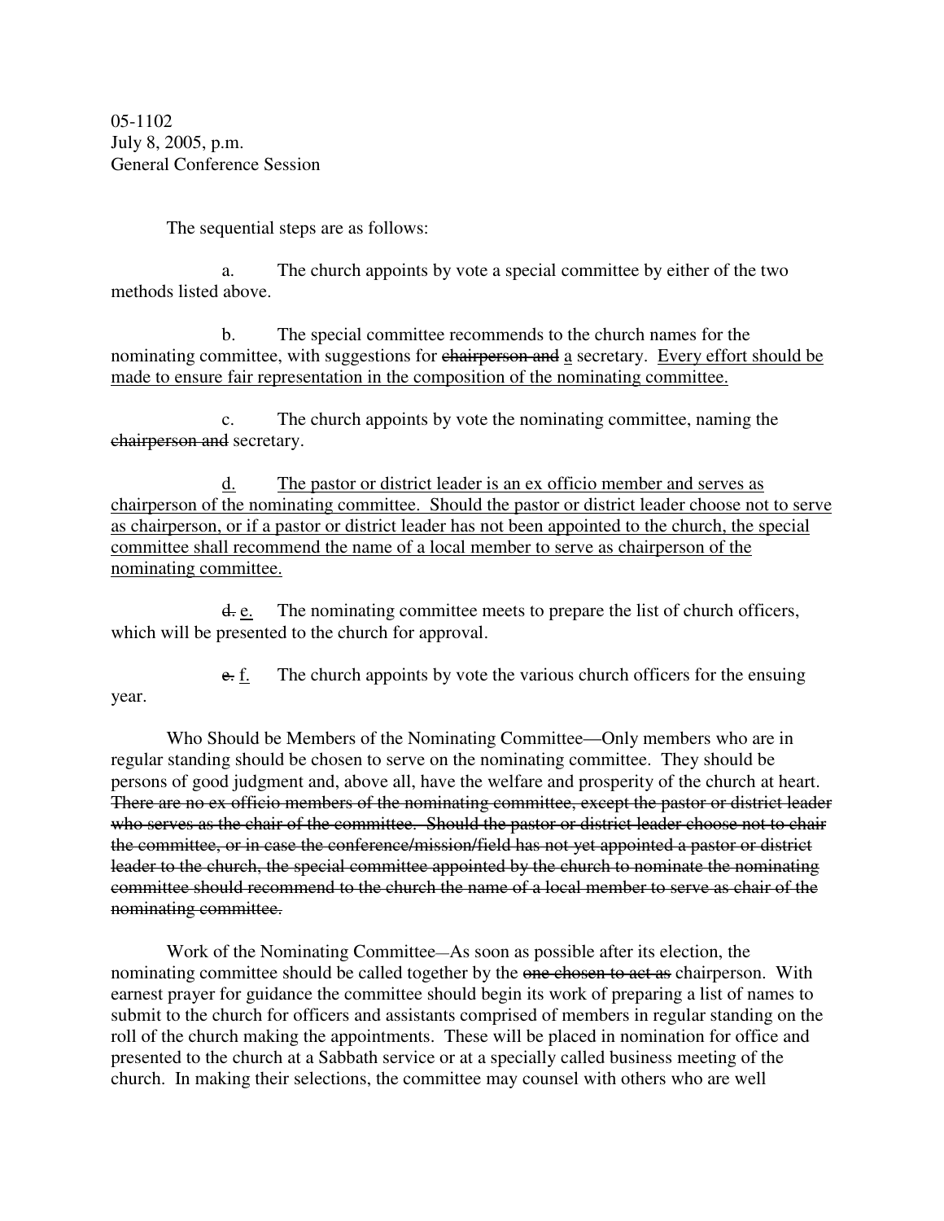05-1102
July 8, 2005, p.m.
General Conference Session

The sequential steps are as follows:

a. The church appoints by vote a special committee by either of the two methods listed above.

b. The special committee recommends to the church names for the nominating committee, with suggestions for ~~chairperson and~~ <u>a</u> secretary. <u>Every effort should be made to ensure fair representation in the composition of the nominating committee.</u>

c. The church appoints by vote the nominating committee, naming the ~~chairperson and~~ secretary.

<u>d.</u> <u>The pastor or district leader is an ex officio member and serves as chairperson of the nominating committee. Should the pastor or district leader choose not to serve as chairperson, or if a pastor or district leader has not been appointed to the church, the special committee shall recommend the name of a local member to serve as chairperson of the nominating committee.</u>

~~d.~~ <u>e.</u> The nominating committee meets to prepare the list of church officers, which will be presented to the church for approval.

~~e.~~ <u>f.</u> The church appoints by vote the various church officers for the ensuing year.

Who Should be Members of the Nominating Committee—Only members who are in regular standing should be chosen to serve on the nominating committee. They should be persons of good judgment and, above all, have the welfare and prosperity of the church at heart. ~~There are no ex officio members of the nominating committee, except the pastor or district leader who serves as the chair of the committee. Should the pastor or district leader choose not to chair the committee, or in case the conference/mission/field has not yet appointed a pastor or district leader to the church, the special committee appointed by the church to nominate the nominating committee should recommend to the church the name of a local member to serve as chair of the nominating committee.~~

Work of the Nominating Committee—As soon as possible after its election, the nominating committee should be called together by the ~~one chosen to act as~~ chairperson. With earnest prayer for guidance the committee should begin its work of preparing a list of names to submit to the church for officers and assistants comprised of members in regular standing on the roll of the church making the appointments. These will be placed in nomination for office and presented to the church at a Sabbath service or at a specially called business meeting of the church. In making their selections, the committee may counsel with others who are well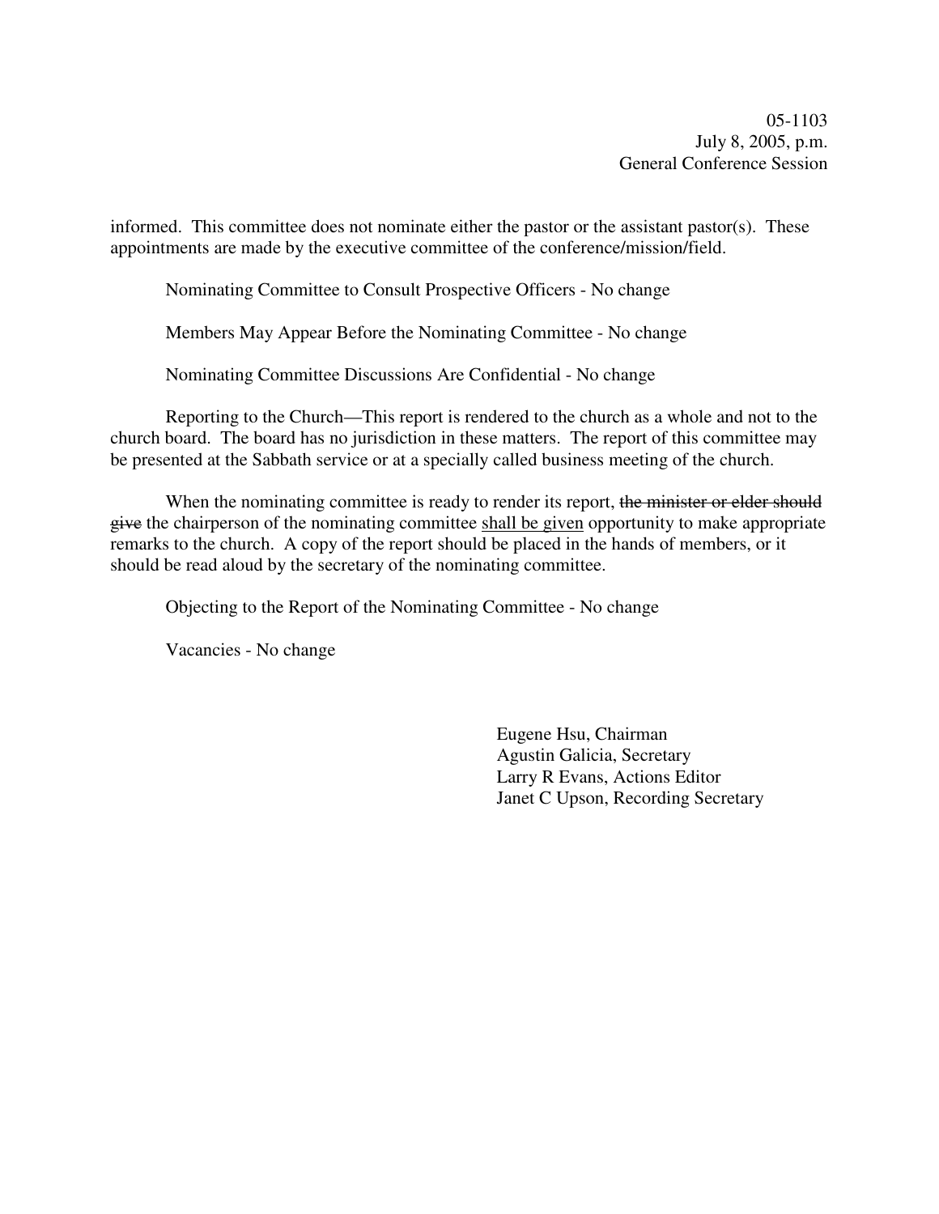informed. This committee does not nominate either the pastor or the assistant pastor(s). These appointments are made by the executive committee of the conference/mission/field.

Nominating Committee to Consult Prospective Officers - No change

Members May Appear Before the Nominating Committee - No change

Nominating Committee Discussions Are Confidential - No change

Reporting to the Church—This report is rendered to the church as a whole and not to the church board. The board has no jurisdiction in these matters. The report of this committee may be presented at the Sabbath service or at a specially called business meeting of the church.

When the nominating committee is ready to render its report, ~~the minister or elder should give~~ the chairperson of the nominating committee <u>shall be given</u> opportunity to make appropriate remarks to the church. A copy of the report should be placed in the hands of members, or it should be read aloud by the secretary of the nominating committee.

Objecting to the Report of the Nominating Committee - No change

Vacancies - No change

Eugene Hsu, Chairman
Agustin Galicia, Secretary
Larry R Evans, Actions Editor
Janet C Upson, Recording Secretary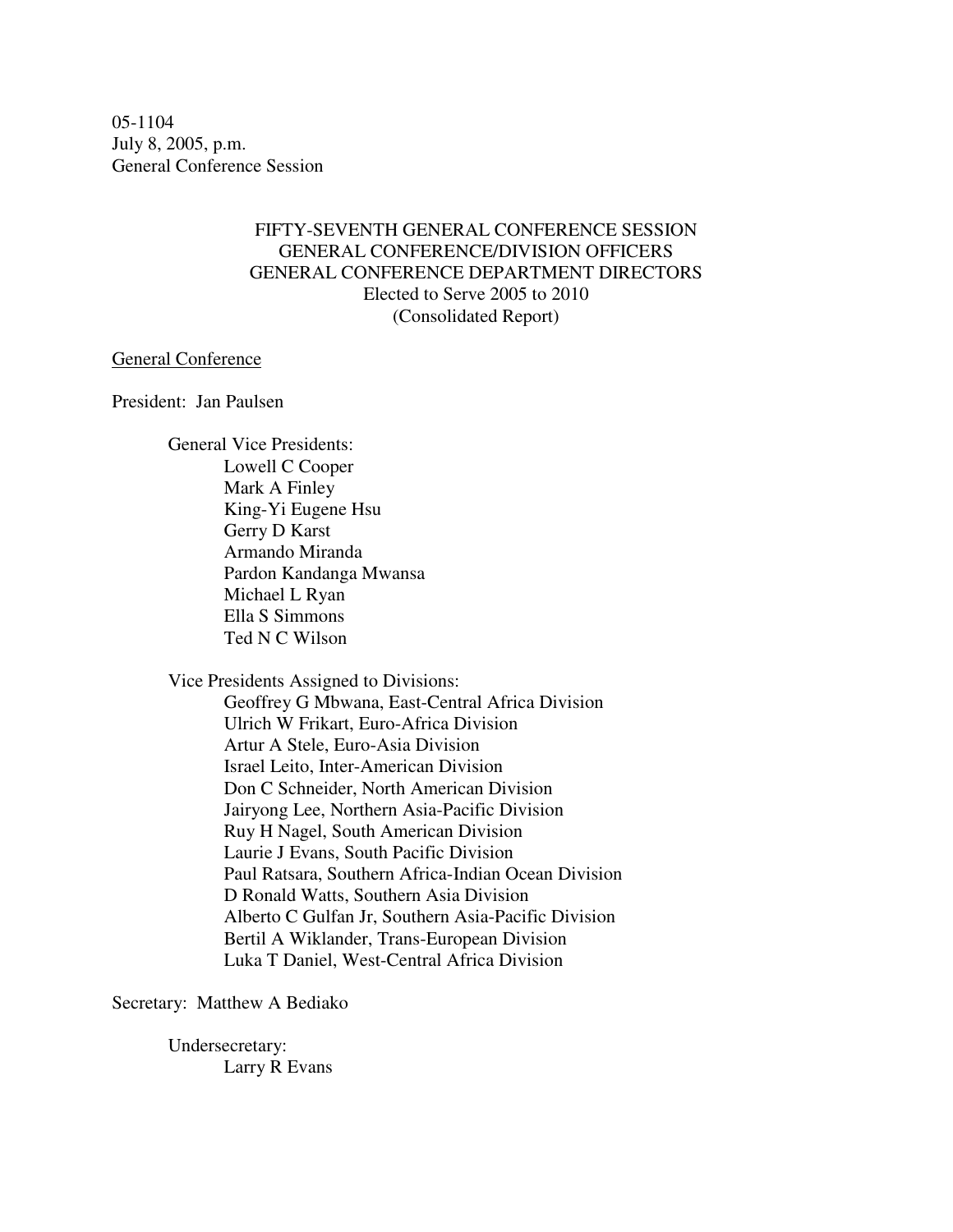05-1104
July 8, 2005, p.m.
General Conference Session

FIFTY-SEVENTH GENERAL CONFERENCE SESSION
GENERAL CONFERENCE/DIVISION OFFICERS
GENERAL CONFERENCE DEPARTMENT DIRECTORS
Elected to Serve 2005 to 2010
(Consolidated Report)

General Conference

President: Jan Paulsen

General Vice Presidents:
- Lowell C Cooper
- Mark A Finley
- King-Yi Eugene Hsu
- Gerry D Karst
- Armando Miranda
- Pardon Kandanga Mwansa
- Michael L Ryan
- Ella S Simmons
- Ted N C Wilson

Vice Presidents Assigned to Divisions:
- Geoffrey G Mbwana, East-Central Africa Division
- Ulrich W Frikart, Euro-Africa Division
- Artur A Stele, Euro-Asia Division
- Israel Leito, Inter-American Division
- Don C Schneider, North American Division
- Jairyong Lee, Northern Asia-Pacific Division
- Ruy H Nagel, South American Division
- Laurie J Evans, South Pacific Division
- Paul Ratsara, Southern Africa-Indian Ocean Division
- D Ronald Watts, Southern Asia Division
- Alberto C Gulfan Jr, Southern Asia-Pacific Division
- Bertil A Wiklander, Trans-European Division
- Luka T Daniel, West-Central Africa Division

Secretary: Matthew A Bediako

Undersecretary:
- Larry R Evans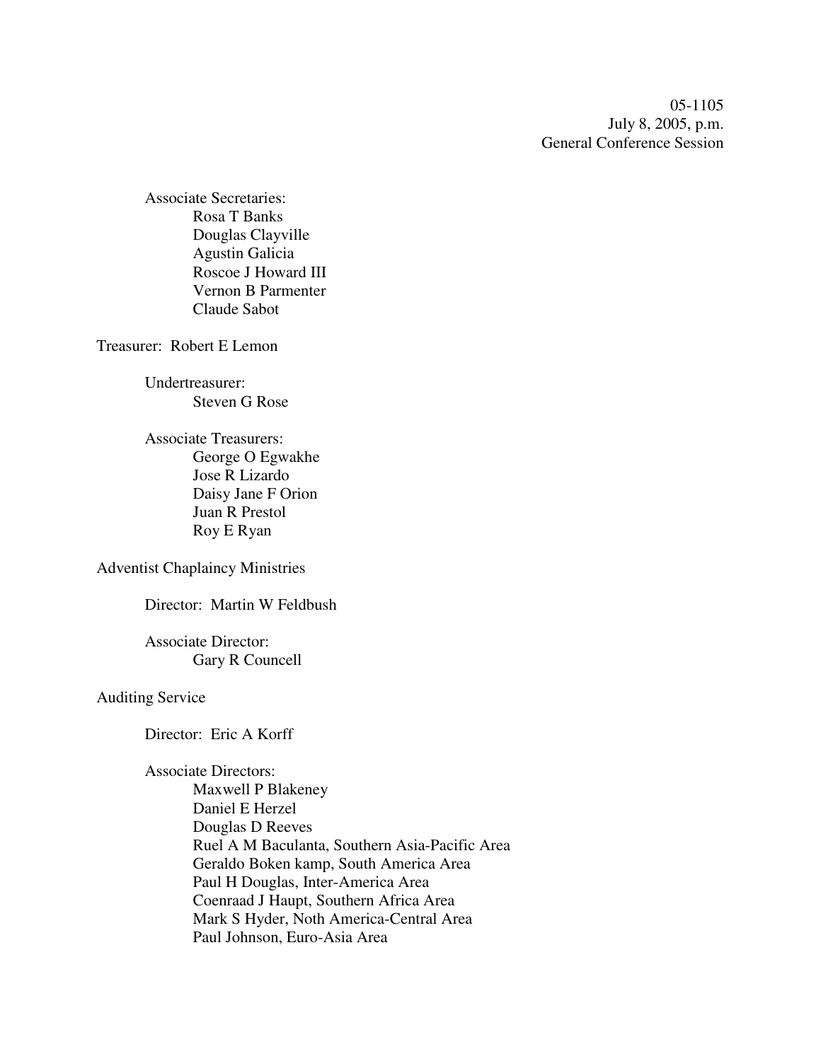05-1105
July 8, 2005, p.m.
General Conference Session

Associate Secretaries:
- Rosa T Banks
- Douglas Clayville
- Agustin Galicia
- Roscoe J Howard III
- Vernon B Parmenter
- Claude Sabot

Treasurer: Robert E Lemon

Undertreasurer:
- Steven G Rose

Associate Treasurers:
- George O Egwakhe
- Jose R Lizardo
- Daisy Jane F Orion
- Juan R Prestol
- Roy E Ryan

Adventist Chaplaincy Ministries

Director: Martin W Feldbush

Associate Director:
- Gary R Councell

Auditing Service

Director: Eric A Korff

Associate Directors:
- Maxwell P Blakeney
- Daniel E Herzel
- Douglas D Reeves
- Ruel A M Baculanta, Southern Asia-Pacific Area
- Geraldo Boken kamp, South America Area
- Paul H Douglas, Inter-America Area
- Coenraad J Haupt, Southern Africa Area
- Mark S Hyder, Noth America-Central Area
- Paul Johnson, Euro-Asia Area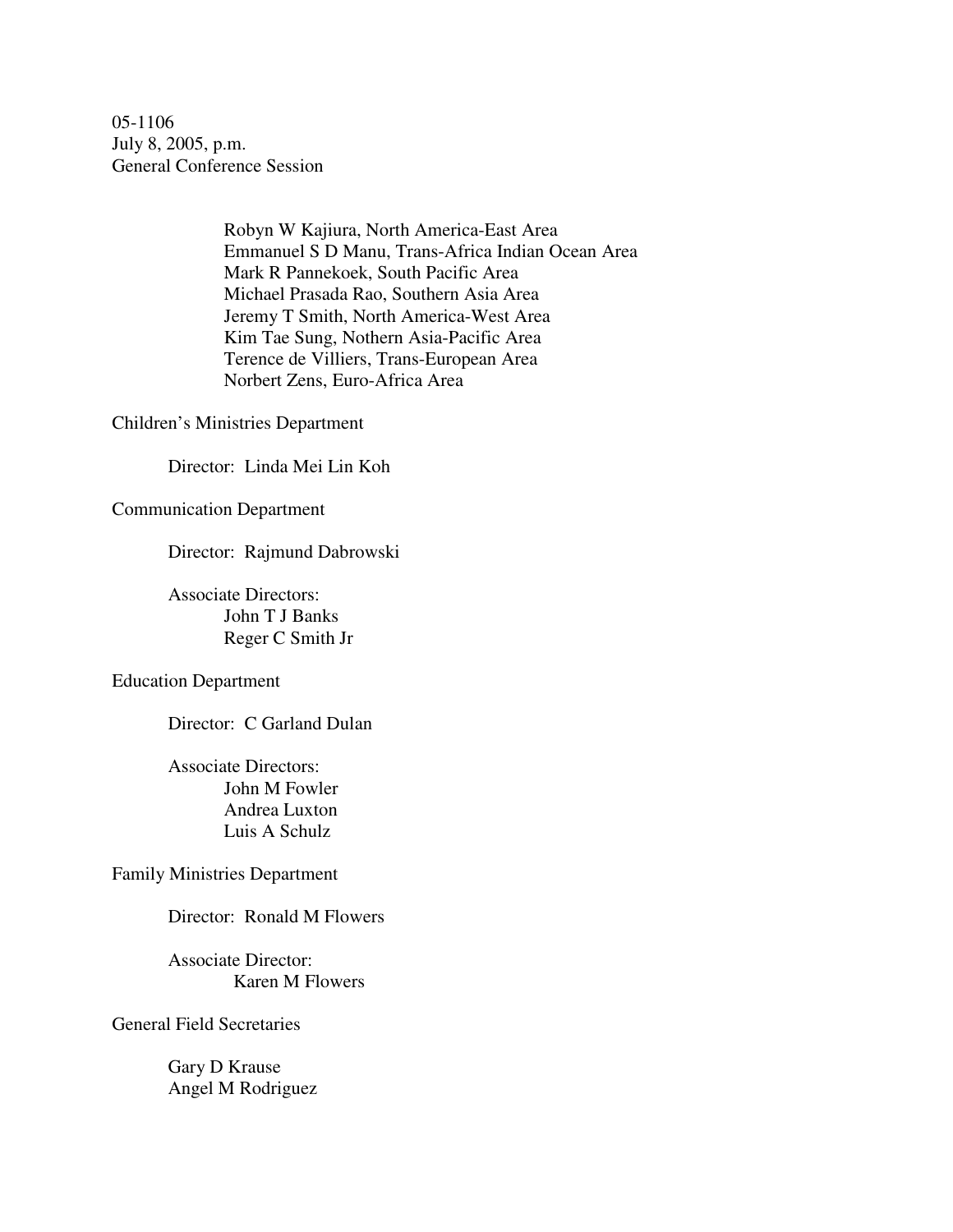05-1106
July 8, 2005, p.m.
General Conference Session

Robyn W Kajiura, North America-East Area
Emmanuel S D Manu, Trans-Africa Indian Ocean Area
Mark R Pannekoek, South Pacific Area
Michael Prasada Rao, Southern Asia Area
Jeremy T Smith, North America-West Area
Kim Tae Sung, Nothern Asia-Pacific Area
Terence de Villiers, Trans-European Area
Norbert Zens, Euro-Africa Area

Children's Ministries Department

Director: Linda Mei Lin Koh

Communication Department

Director: Rajmund Dabrowski

Associate Directors:
John T J Banks
Reger C Smith Jr

Education Department

Director: C Garland Dulan

Associate Directors:
John M Fowler
Andrea Luxton
Luis A Schulz

Family Ministries Department

Director: Ronald M Flowers

Associate Director:
Karen M Flowers

General Field Secretaries

Gary D Krause
Angel M Rodriguez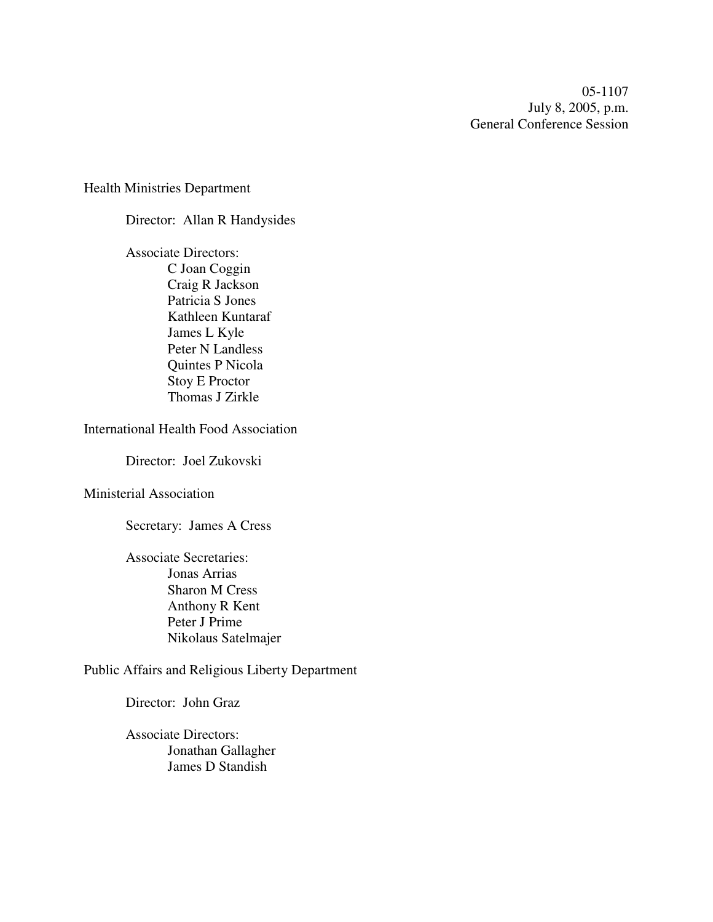05-1107
July 8, 2005, p.m.
General Conference Session

Health Ministries Department

Director: Allan R Handysides

Associate Directors:
C Joan Coggin
Craig R Jackson
Patricia S Jones
Kathleen Kuntaraf
James L Kyle
Peter N Landless
Quintes P Nicola
Stoy E Proctor
Thomas J Zirkle

International Health Food Association

Director: Joel Zukovski

Ministerial Association

Secretary: James A Cress

Associate Secretaries:
Jonas Arrias
Sharon M Cress
Anthony R Kent
Peter J Prime
Nikolaus Satelmajer

Public Affairs and Religious Liberty Department

Director: John Graz

Associate Directors:
Jonathan Gallagher
James D Standish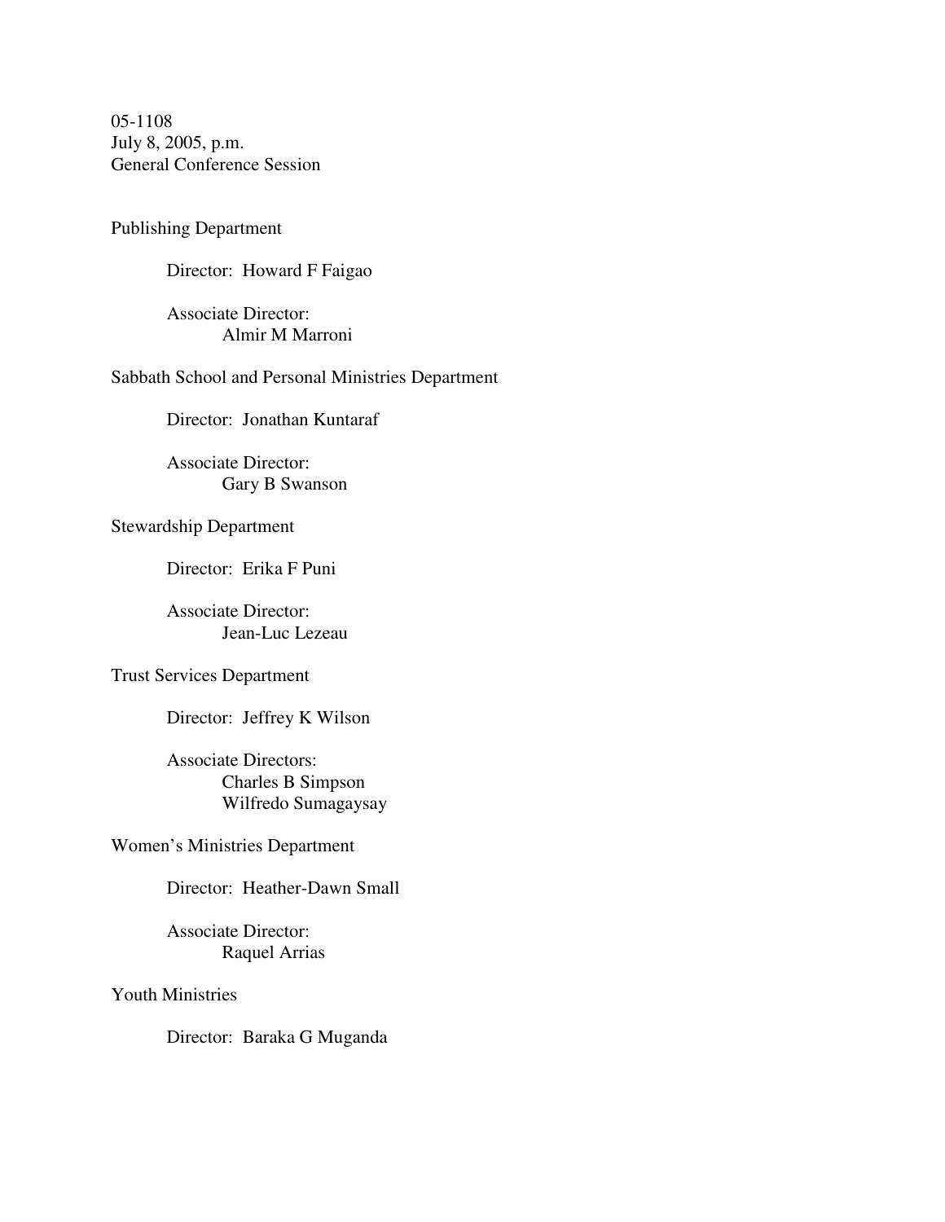05-1108
July 8, 2005, p.m.
General Conference Session

Publishing Department

Director: Howard F Faigao

Associate Director:
Almir M Marroni

Sabbath School and Personal Ministries Department

Director: Jonathan Kuntaraf

Associate Director:
Gary B Swanson

Stewardship Department

Director: Erika F Puni

Associate Director:
Jean-Luc Lezeau

Trust Services Department

Director: Jeffrey K Wilson

Associate Directors:
Charles B Simpson
Wilfredo Sumagaysay

Women's Ministries Department

Director: Heather-Dawn Small

Associate Director:
Raquel Arrias

Youth Ministries

Director: Baraka G Muganda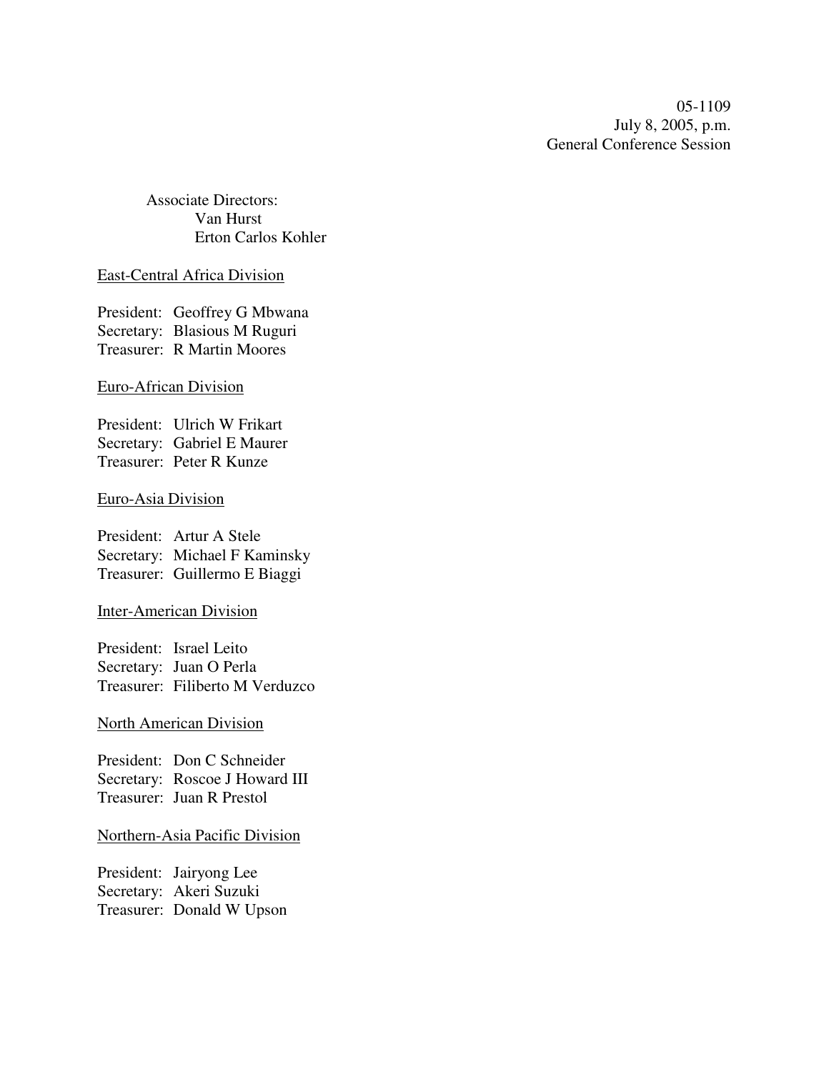05-1109
July 8, 2005, p.m.
General Conference Session

Associate Directors:
Van Hurst
Erton Carlos Kohler

East-Central Africa Division

President: Geoffrey G Mbwana
Secretary: Blasious M Ruguri
Treasurer: R Martin Moores

Euro-African Division

President: Ulrich W Frikart
Secretary: Gabriel E Maurer
Treasurer: Peter R Kunze

Euro-Asia Division

President: Artur A Stele
Secretary: Michael F Kaminsky
Treasurer: Guillermo E Biaggi

Inter-American Division

President: Israel Leito
Secretary: Juan O Perla
Treasurer: Filiberto M Verduzco

North American Division

President: Don C Schneider
Secretary: Roscoe J Howard III
Treasurer: Juan R Prestol

Northern-Asia Pacific Division

President: Jairyong Lee
Secretary: Akeri Suzuki
Treasurer: Donald W Upson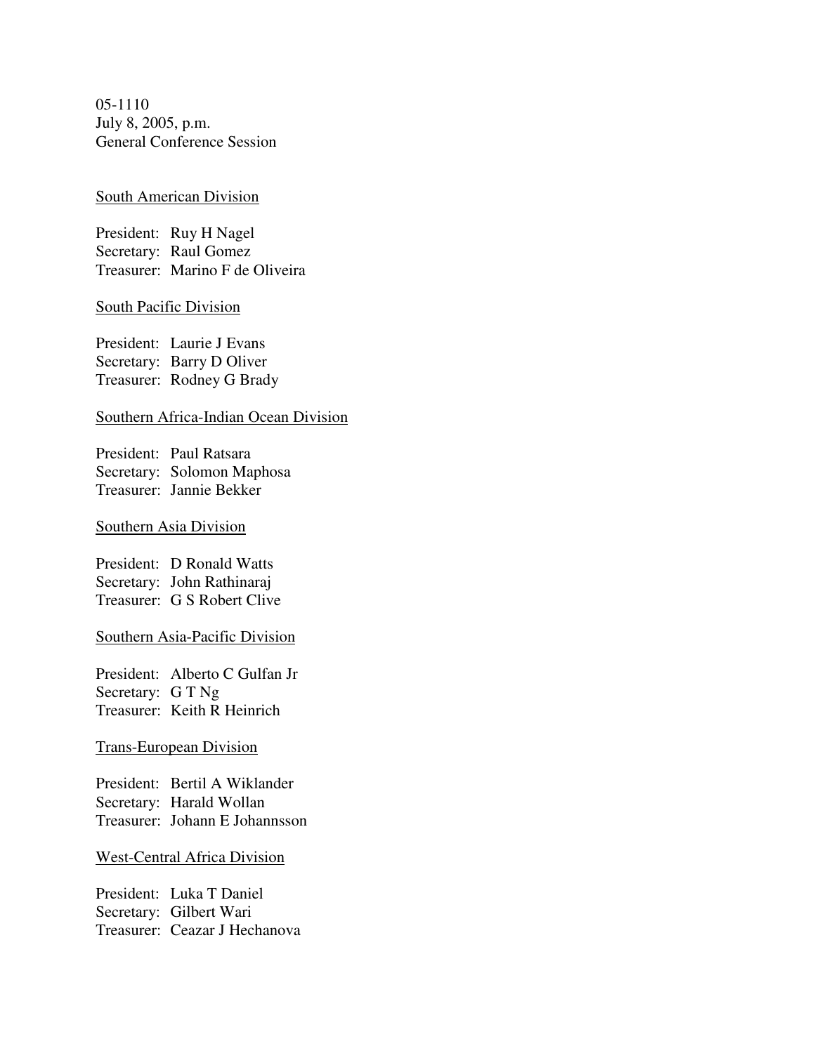05-1110
July 8, 2005, p.m.
General Conference Session

<u>South American Division</u>

President: Ruy H Nagel
Secretary: Raul Gomez
Treasurer: Marino F de Oliveira

<u>South Pacific Division</u>

President: Laurie J Evans
Secretary: Barry D Oliver
Treasurer: Rodney G Brady

<u>Southern Africa-Indian Ocean Division</u>

President: Paul Ratsara
Secretary: Solomon Maphosa
Treasurer: Jannie Bekker

<u>Southern Asia Division</u>

President: D Ronald Watts
Secretary: John Rathinaraj
Treasurer: G S Robert Clive

<u>Southern Asia-Pacific Division</u>

President: Alberto C Gulfan Jr
Secretary: G T Ng
Treasurer: Keith R Heinrich

<u>Trans-European Division</u>

President: Bertil A Wiklander
Secretary: Harald Wollan
Treasurer: Johann E Johannsson

<u>West-Central Africa Division</u>

President: Luka T Daniel
Secretary: Gilbert Wari
Treasurer: Ceazar J Hechanova